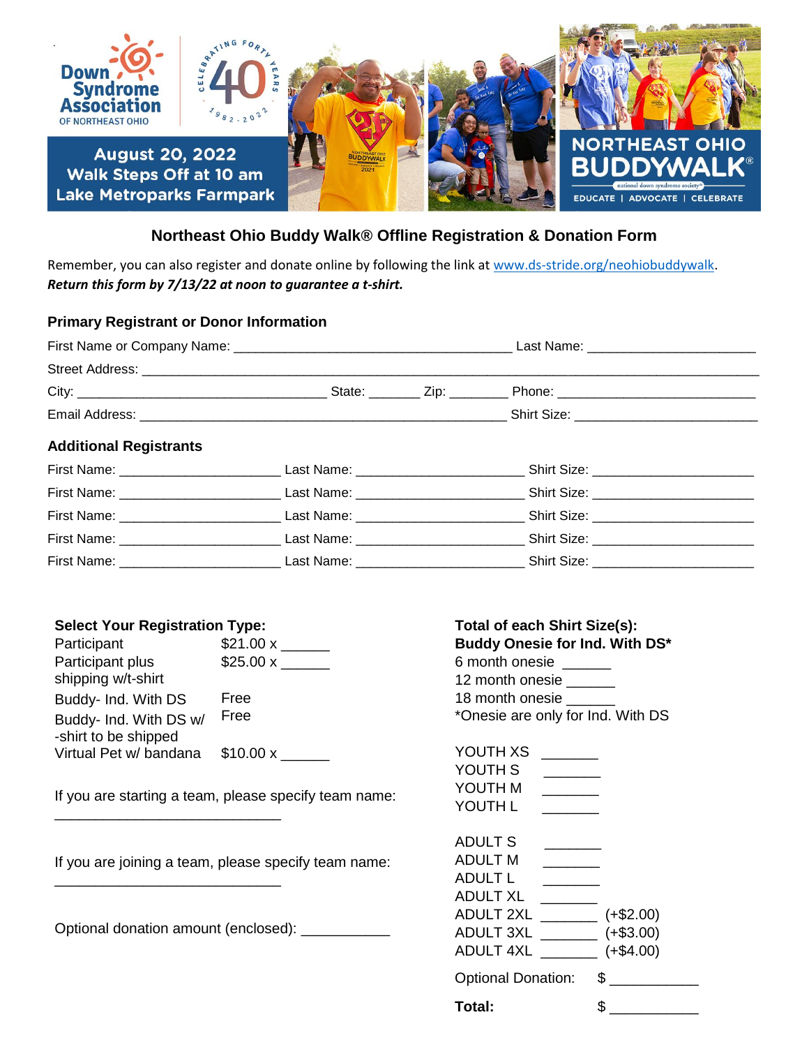Down Syndrome Association OF NORTHEAST OHIO

CELEBRATING FORTY YEARS 40 1982 - 2022

**August 20, 2022**
**Walk Steps Off at 10 am**
**Lake Metroparks Farmpark**

NORTHEAST OHIO BUDDYWALK®
national down syndrome society®
EDUCATE | ADVOCATE | CELEBRATE

# Northeast Ohio Buddy Walk® Offline Registration & Donation Form

Remember, you can also register and donate online by following the link at www.ds-stride.org/neohiobuddywalk.
***Return this form by 7/13/22 at noon to guarantee a t-shirt.***

## Primary Registrant or Donor Information

First Name or Company Name: ______________________________ Last Name: ____________________

Street Address: __________________________________________________________________

City: ___________________________ State: ______ Zip: _______ Phone: ______________________

Email Address: ________________________________________ Shirt Size: ____________________

## Additional Registrants

First Name: __________________ Last Name: __________________ Shirt Size: __________________

First Name: __________________ Last Name: __________________ Shirt Size: __________________

First Name: __________________ Last Name: __________________ Shirt Size: __________________

First Name: __________________ Last Name: __________________ Shirt Size: __________________

First Name: __________________ Last Name: __________________ Shirt Size: __________________

**Select Your Registration Type:**

| | |
|---|---|
| Participant | $21.00 x ______ |
| Participant plus shipping w/t-shirt | $25.00 x ______ |
| Buddy- Ind. With DS | Free |
| Buddy- Ind. With DS w/ -shirt to be shipped | Free |
| Virtual Pet w/ bandana | $10.00 x ______ |

If you are starting a team, please specify team name:
__________________________

If you are joining a team, please specify team name:
__________________________

Optional donation amount (enclosed): __________

**Total of each Shirt Size(s):**
**Buddy Onesie for Ind. With DS***

6 month onesie ______
12 month onesie ______
18 month onesie ______
*Onesie are only for Ind. With DS

YOUTH XS _______
YOUTH S _______
YOUTH M _______
YOUTH L _______

ADULT S _______
ADULT M _______
ADULT L _______
ADULT XL _______
ADULT 2XL _______ (+$2.00)
ADULT 3XL _______ (+$3.00)
ADULT 4XL _______ (+$4.00)

Optional Donation: $ __________

**Total:** $ __________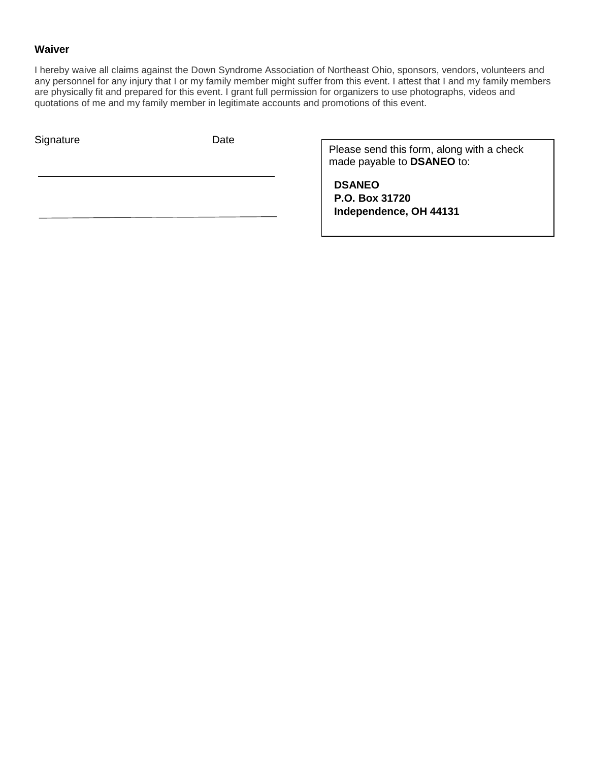**Waiver**

I hereby waive all claims against the Down Syndrome Association of Northeast Ohio, sponsors, vendors, volunteers and any personnel for any injury that I or my family member might suffer from this event. I attest that I and my family members are physically fit and prepared for this event. I grant full permission for organizers to use photographs, videos and quotations of me and my family member in legitimate accounts and promotions of this event.

Signature Date

\_\_\_\_\_\_\_\_\_\_\_\_\_\_\_\_\_\_\_\_\_\_\_\_\_\_\_\_\_\_\_\_\_\_\_\_\_\_\_\_

\_\_\_\_\_\_\_\_\_\_\_\_\_\_\_\_\_\_\_\_\_\_\_\_\_\_\_\_\_\_\_\_\_\_\_\_\_\_\_\_

Please send this form, along with a check made payable to **DSANEO** to:

**DSANEO**
**P.O. Box 31720**
**Independence, OH 44131**